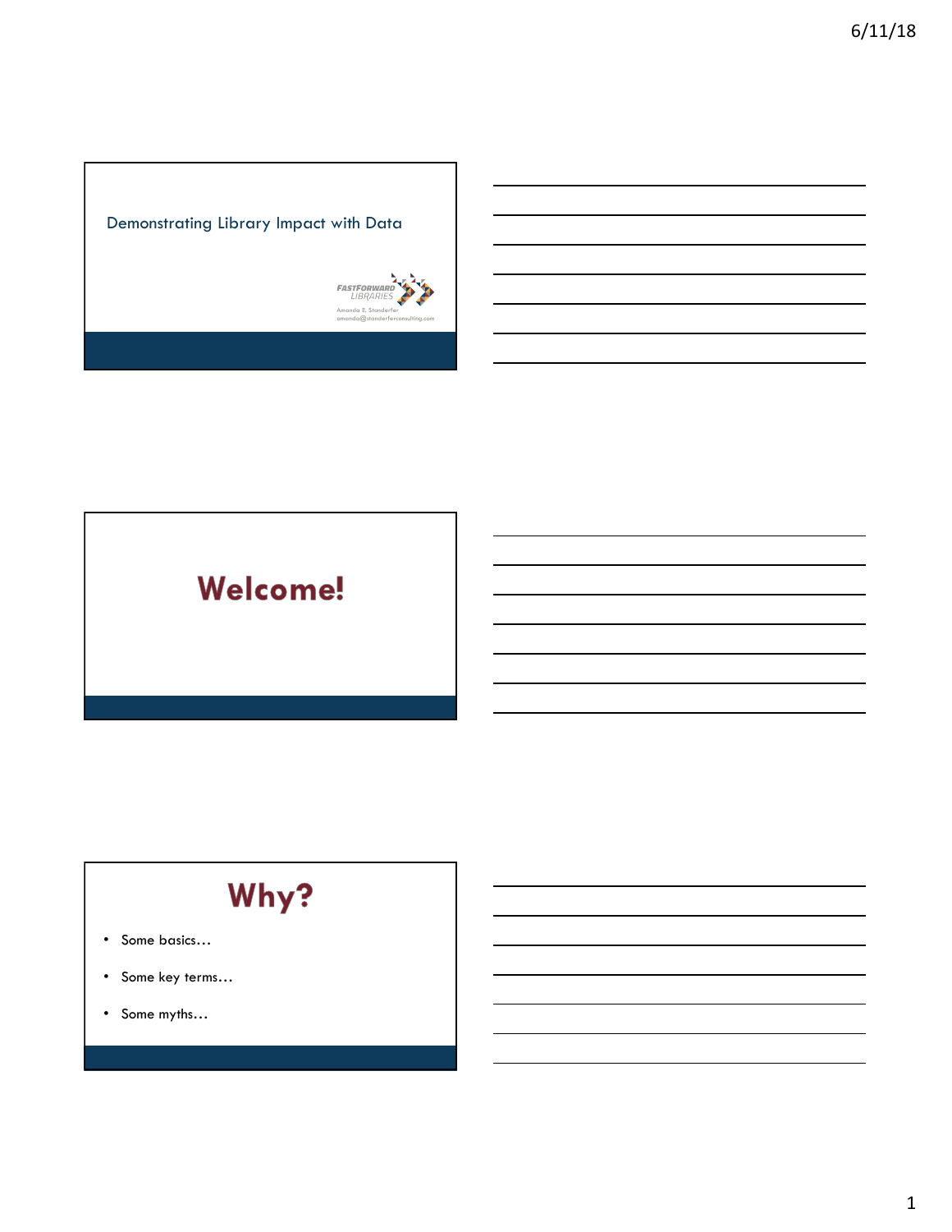# Demonstrating Library Impact with Data

FASTFORWARD LIBRARIES

Amanda E. Standerfer
amanda@standerferconsulting.com

# Welcome!

# Why?

- Some basics…
- Some key terms…
- Some myths…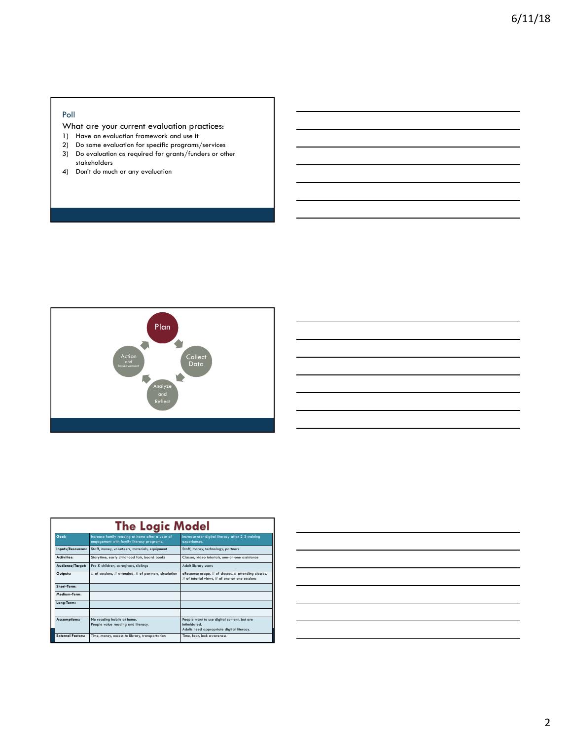## Poll

What are your current evaluation practices:

1) Have an evaluation framework and use it
2) Do some evaluation for specific programs/services
3) Do evaluation as required for grants/funders or other stakeholders
4) Don't do much or any evaluation

Plan → Collect Data → Analyze and Reflect → Action and Improvement

## The Logic Model

| Goal: | Increase family reading at home after a year of engagement with family literacy programs. | Increase user digital literacy after 2-3 training experiences. |
|---|---|---|
| Inputs/Resources: | Staff, money, volunteers, materials, equipment | Staff, money, technology, partners |
| Activities: | Storytime, early childhood fair, board books | Classes, video tutorials, one-on-one assistance |
| Audience/Target: | Pre-K children, caregivers, siblings | Adult library users |
| Outputs: | # of sessions, # attended, # of partners, circulation | eResource usage, # of classes, # attending classes, # of tutorial views, # of one-on-one sessions |
| Short-Term: | | |
| Medium-Term: | | |
| Long-Term: | | |
| | | |
| Assumptions: | No reading habits at home. People value reading and literacy. | People want to use digital content, but are intimidated. Adults need appropriate digital literacy. |
| External Factors: | Time, money, access to library, transportation | Time, fear, lack awareness |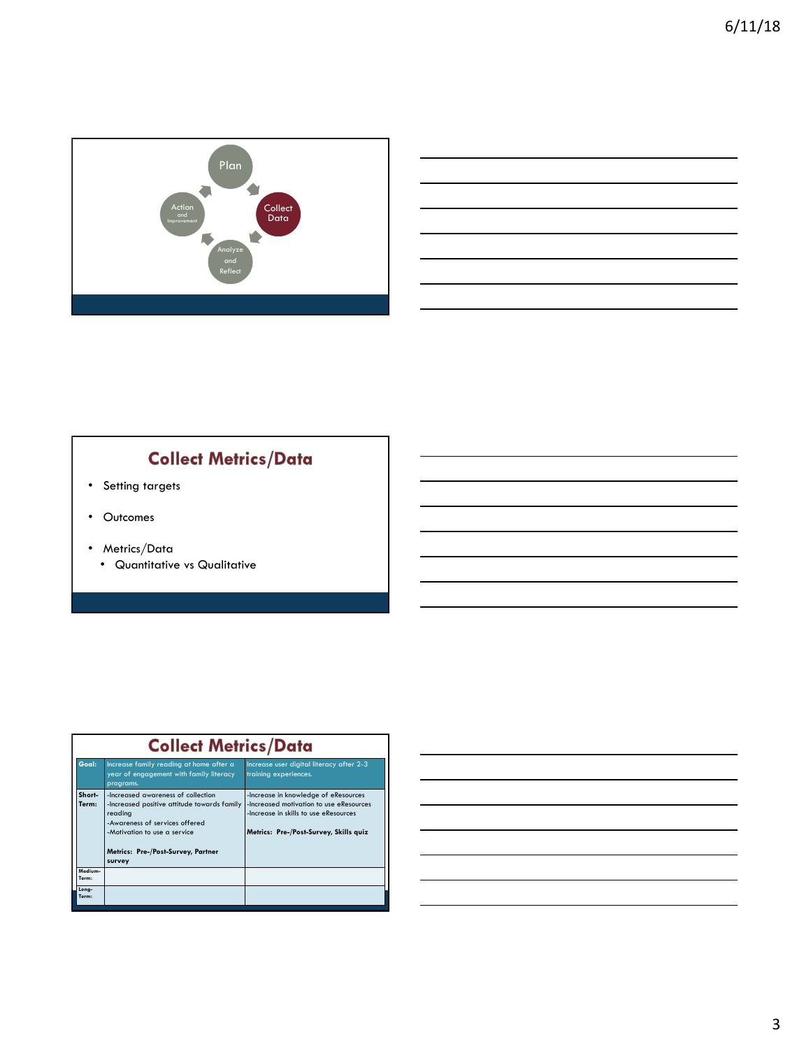Plan

Collect Data

Analyze and Reflect

Action and Improvement

## Collect Metrics/Data

- Setting targets
- Outcomes
- Metrics/Data
  - Quantitative vs Qualitative

## Collect Metrics/Data

| Goal: | Increase family reading at home after a year of engagement with family literacy programs. | Increase user digital literacy after 2-3 training experiences. |
|---|---|---|
| Short-Term: | -Increased awareness of collection<br>-Increased positive attitude towards family reading<br>-Awareness of services offered<br>-Motivation to use a service<br><br>**Metrics: Pre-/Post-Survey, Partner survey** | -Increase in knowledge of eResources<br>-Increased motivation to use eResources<br>-Increase in skills to use eResources<br><br>**Metrics: Pre-/Post-Survey, Skills quiz** |
| Medium-Term: | | |
| Long-Term: | | |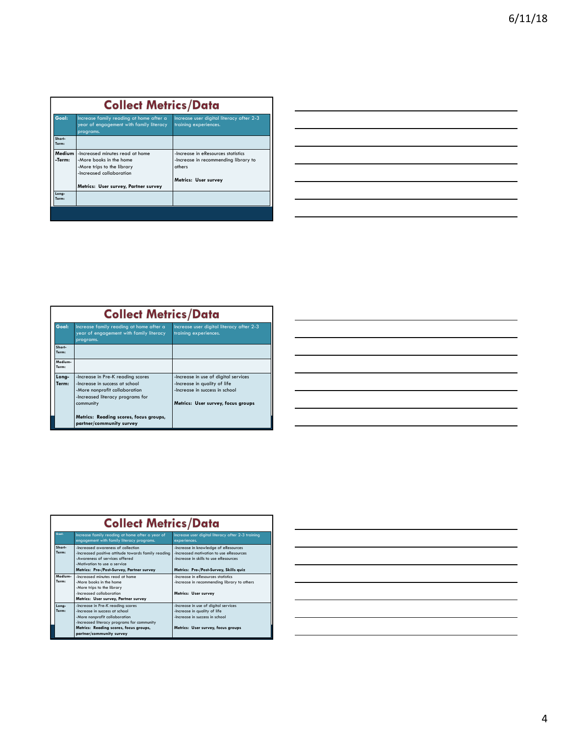## Collect Metrics/Data

| Goal: | Increase family reading at home after a year of engagement with family literacy programs. | Increase user digital literacy after 2-3 training experiences. |
|---|---|---|
| Short-Term: | | |
| Medium-Term: | -Increased minutes read at home<br>-More books in the home<br>-More trips to the library<br>-Increased collaboration<br><br>**Metrics: User survey, Partner survey** | -Increase in eResources statistics<br>-Increase in recommending library to others<br><br>**Metrics: User survey** |
| Long-Term: | | |

## Collect Metrics/Data

| Goal: | Increase family reading at home after a year of engagement with family literacy programs. | Increase user digital literacy after 2-3 training experiences. |
|---|---|---|
| Short-Term: | | |
| Medium-Term: | | |
| Long-Term: | -Increase in Pre-K reading scores<br>-Increase in success at school<br>-More nonprofit collaboration<br>-Increased literacy programs for community<br><br>**Metrics: Reading scores, focus groups, partner/community survey** | -Increase in use of digital services<br>-Increase in quality of life<br>-Increase in success in school<br><br>**Metrics: User survey, focus groups** |

## Collect Metrics/Data

| Goal: | Increase family reading at home after a year of engagement with family literacy programs. | Increase user digital literacy after 2-3 training experiences. |
|---|---|---|
| Short-Term: | -Increased awareness of collection<br>-Increased positive attitude towards family reading<br>-Awareness of services offered<br>-Motivation to use a service<br>**Metrics: Pre-/Post-Survey, Partner survey** | -Increase in knowledge of eResources<br>-Increased motivation to use eResources<br>-Increase in skills to use eResources<br><br>**Metrics: Pre-/Post-Survey, Skills quiz** |
| Medium-Term: | -Increased minutes read at home<br>-More books in the home<br>-More trips to the library<br>-Increased collaboration<br>**Metrics: User survey, Partner survey** | -Increase in eResources statistics<br>-Increase in recommending library to others<br><br>**Metrics: User survey** |
| Long-Term: | -Increase in Pre-K reading scores<br>-Increase in success at school<br>-More nonprofit collaboration<br>-Increased literacy programs for community<br>**Metrics: Reading scores, focus groups, partner/community survey** | -Increase in use of digital services<br>-Increase in quality of life<br>-Increase in success in school<br><br>**Metrics: User survey, focus groups** |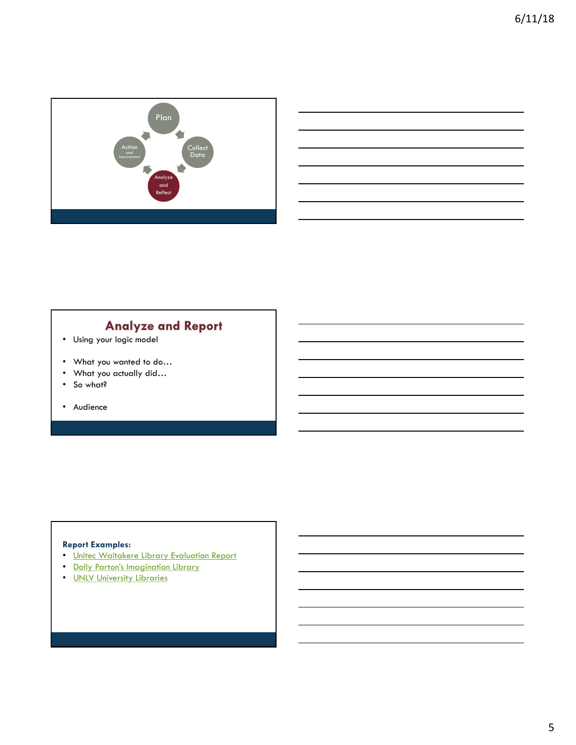Plan

Collect Data

Analyze and Reflect

Action and Improvement

## Analyze and Report

- Using your logic model
- What you wanted to do…
- What you actually did…
- So what?
- Audience

**Report Examples:**

- Unitec Waitakere Library Evaluation Report
- Dolly Parton's Imagination Library
- UNLV University Libraries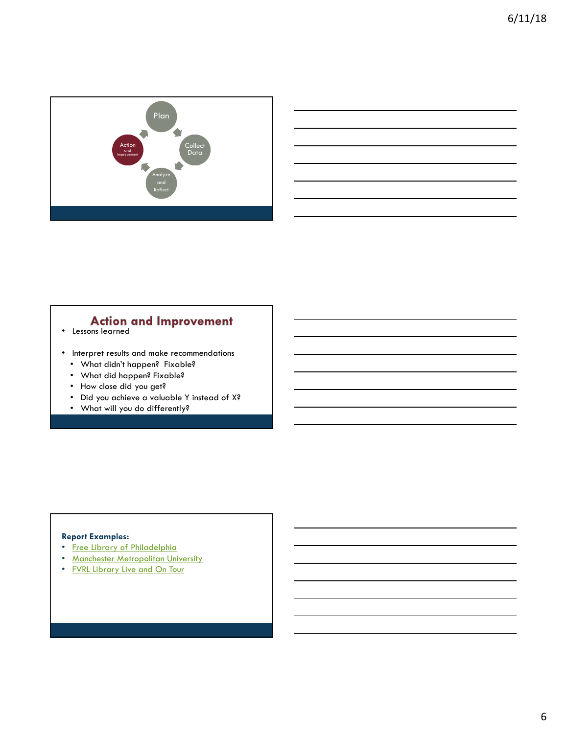Plan

Collect Data

Analyze and Reflect

Action and Improvement

## Action and Improvement

- Lessons learned
- Interpret results and make recommendations
  - What didn't happen? Fixable?
  - What did happen? Fixable?
  - How close did you get?
  - Did you achieve a valuable Y instead of X?
  - What will you do differently?

**Report Examples:**

- Free Library of Philadelphia
- Manchester Metropolitan University
- FVRL Library Live and On Tour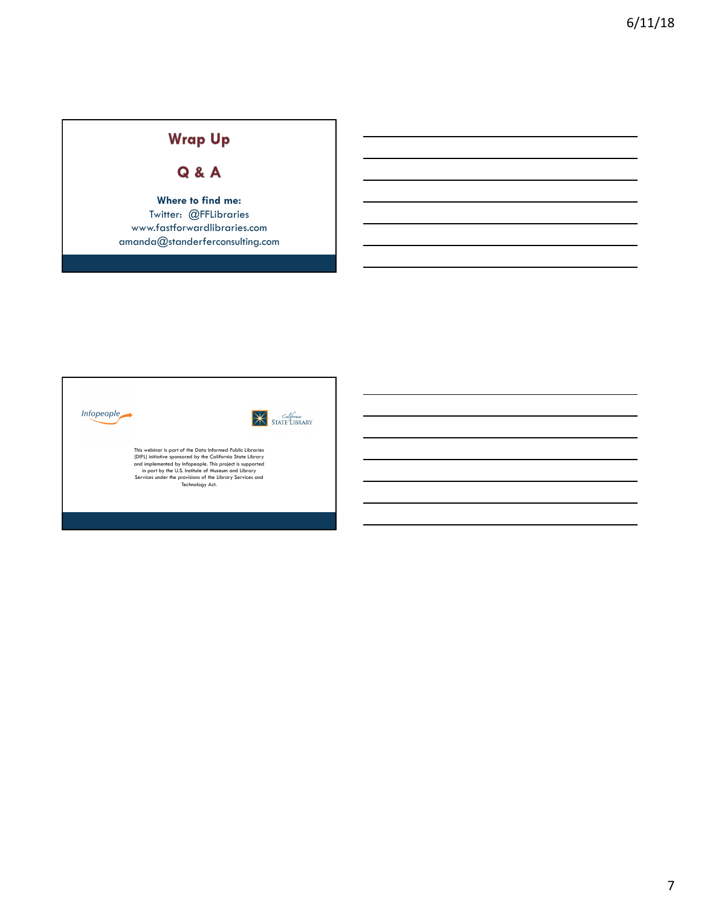## Wrap Up

## Q & A

**Where to find me:**
Twitter: @FFLibraries
www.fastforwardlibraries.com
amanda@standerferconsulting.com

Infopeople

California State Library

This webinar is part of the Data Informed Public Libraries (DIPL) initiative sponsored by the California State Library and implemented by Infopeople. This project is supported in part by the U.S. Institute of Museum and Library Services under the provisions of the Library Services and Technology Act.